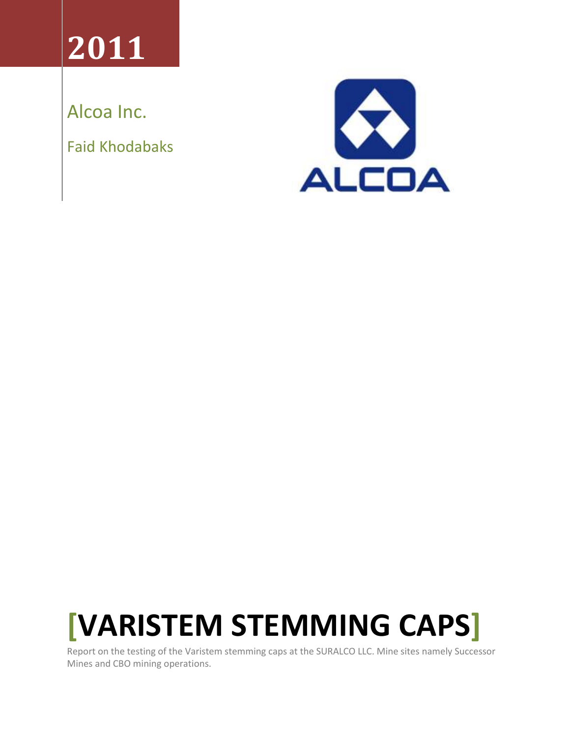# 2011

Alcoa Inc.

Faid Khodabaks

ALCOA

# [VARISTEM STEMMING CAPS]

Report on the testing of the Varistem stemming caps at the SURALCO LLC. Mine sites namely Successor Mines and CBO mining operations.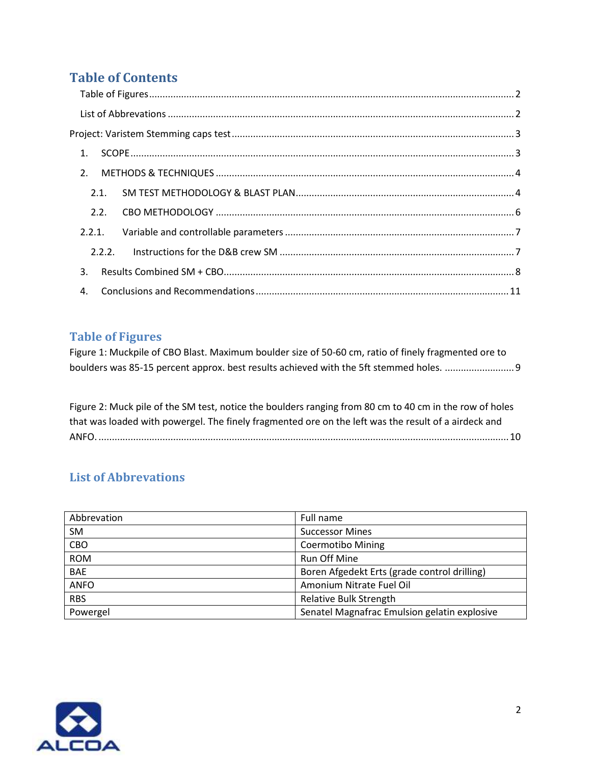# Table of Contents

- Table of Figures ........ 2
- List of Abbrevations ........ 2

Project: Varistem Stemming caps test ........ 3

1. SCOPE ........ 3
2. METHODS & TECHNIQUES ........ 4
   - 2.1. SM TEST METHODOLOGY & BLAST PLAN ........ 4
   - 2.2. CBO METHODOLOGY ........ 6
   - 2.2.1. Variable and controllable parameters ........ 7
     - 2.2.2. Instructions for the D&B crew SM ........ 7
3. Results Combined SM + CBO ........ 8
4. Conclusions and Recommendations ........ 11

## Table of Figures

Figure 1: Muckpile of CBO Blast. Maximum boulder size of 50-60 cm, ratio of finely fragmented ore to boulders was 85-15 percent approx. best results achieved with the 5ft stemmed holes. ........ 9

Figure 2: Muck pile of the SM test, notice the boulders ranging from 80 cm to 40 cm in the row of holes that was loaded with powergel. The finely fragmented ore on the left was the result of a airdeck and ANFO. ........ 10

## List of Abbrevations

| Abbrevation | Full name |
|---|---|
| SM | Successor Mines |
| CBO | Coermotibo Mining |
| ROM | Run Off Mine |
| BAE | Boren Afgedekt Erts (grade control drilling) |
| ANFO | Amonium Nitrate Fuel Oil |
| RBS | Relative Bulk Strength |
| Powergel | Senatel Magnafrac Emulsion gelatin explosive |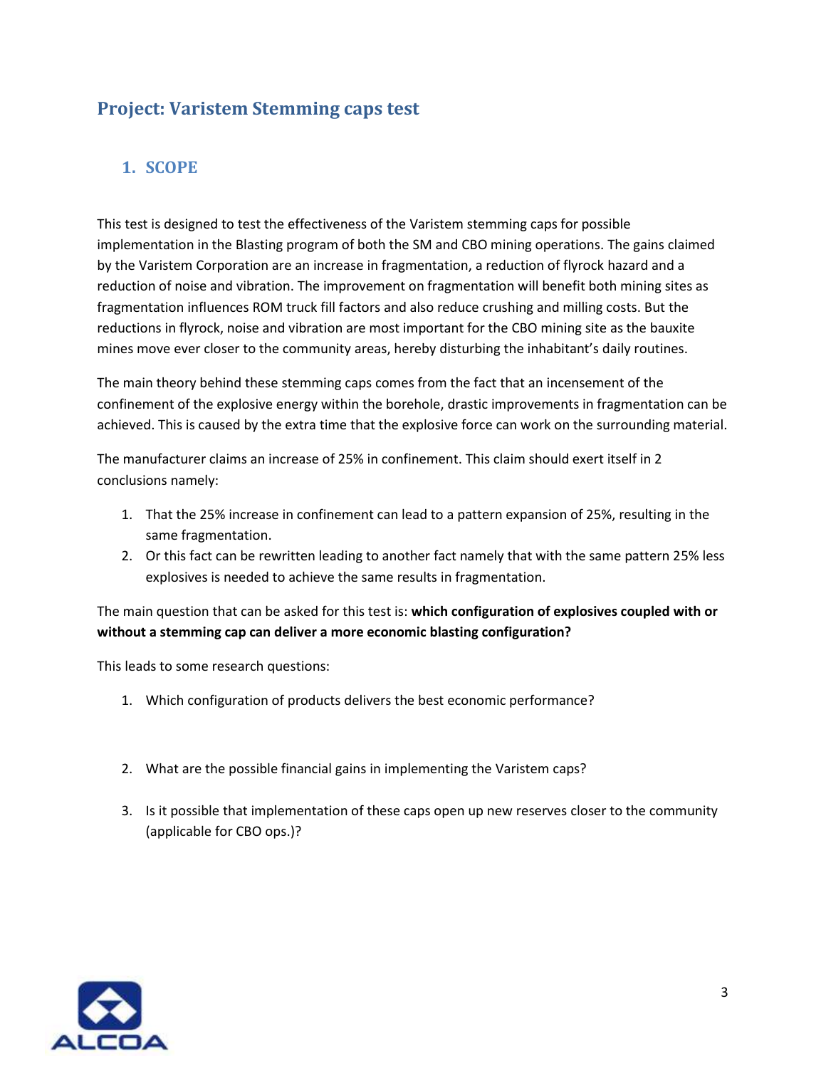# Project: Varistem Stemming caps test

## 1. SCOPE

This test is designed to test the effectiveness of the Varistem stemming caps for possible implementation in the Blasting program of both the SM and CBO mining operations. The gains claimed by the Varistem Corporation are an increase in fragmentation, a reduction of flyrock hazard and a reduction of noise and vibration. The improvement on fragmentation will benefit both mining sites as fragmentation influences ROM truck fill factors and also reduce crushing and milling costs. But the reductions in flyrock, noise and vibration are most important for the CBO mining site as the bauxite mines move ever closer to the community areas, hereby disturbing the inhabitant's daily routines.

The main theory behind these stemming caps comes from the fact that an incensement of the confinement of the explosive energy within the borehole, drastic improvements in fragmentation can be achieved. This is caused by the extra time that the explosive force can work on the surrounding material.

The manufacturer claims an increase of 25% in confinement. This claim should exert itself in 2 conclusions namely:

1. That the 25% increase in confinement can lead to a pattern expansion of 25%, resulting in the same fragmentation.
2. Or this fact can be rewritten leading to another fact namely that with the same pattern 25% less explosives is needed to achieve the same results in fragmentation.

The main question that can be asked for this test is: **which configuration of explosives coupled with or without a stemming cap can deliver a more economic blasting configuration?**

This leads to some research questions:

1. Which configuration of products delivers the best economic performance?

2. What are the possible financial gains in implementing the Varistem caps?

3. Is it possible that implementation of these caps open up new reserves closer to the community (applicable for CBO ops.)?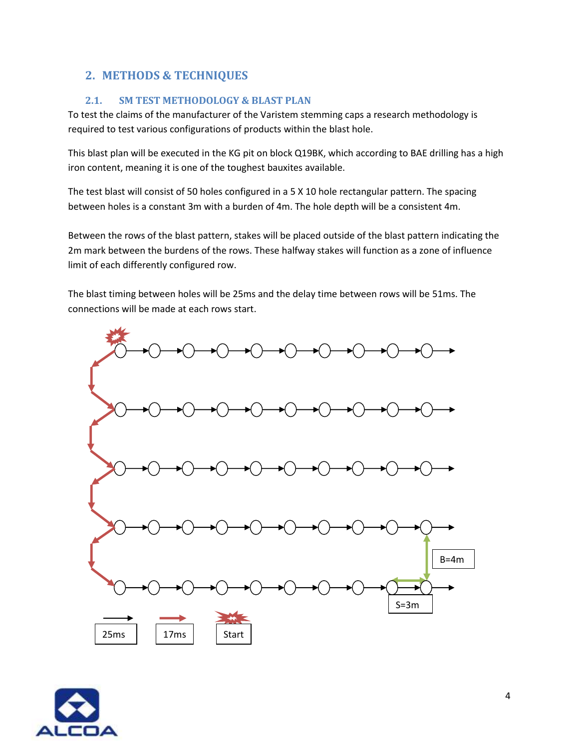## 2. METHODS & TECHNIQUES

### 2.1. SM TEST METHODOLOGY & BLAST PLAN

To test the claims of the manufacturer of the Varistem stemming caps a research methodology is required to test various configurations of products within the blast hole.

This blast plan will be executed in the KG pit on block Q19BK, which according to BAE drilling has a high iron content, meaning it is one of the toughest bauxites available.

The test blast will consist of 50 holes configured in a 5 X 10 hole rectangular pattern. The spacing between holes is a constant 3m with a burden of 4m. The hole depth will be a consistent 4m.

Between the rows of the blast pattern, stakes will be placed outside of the blast pattern indicating the 2m mark between the burdens of the rows. These halfway stakes will function as a zone of influence limit of each differently configured row.

The blast timing between holes will be 25ms and the delay time between rows will be 51ms. The connections will be made at each rows start.

B=4m

S=3m

25ms 17ms Start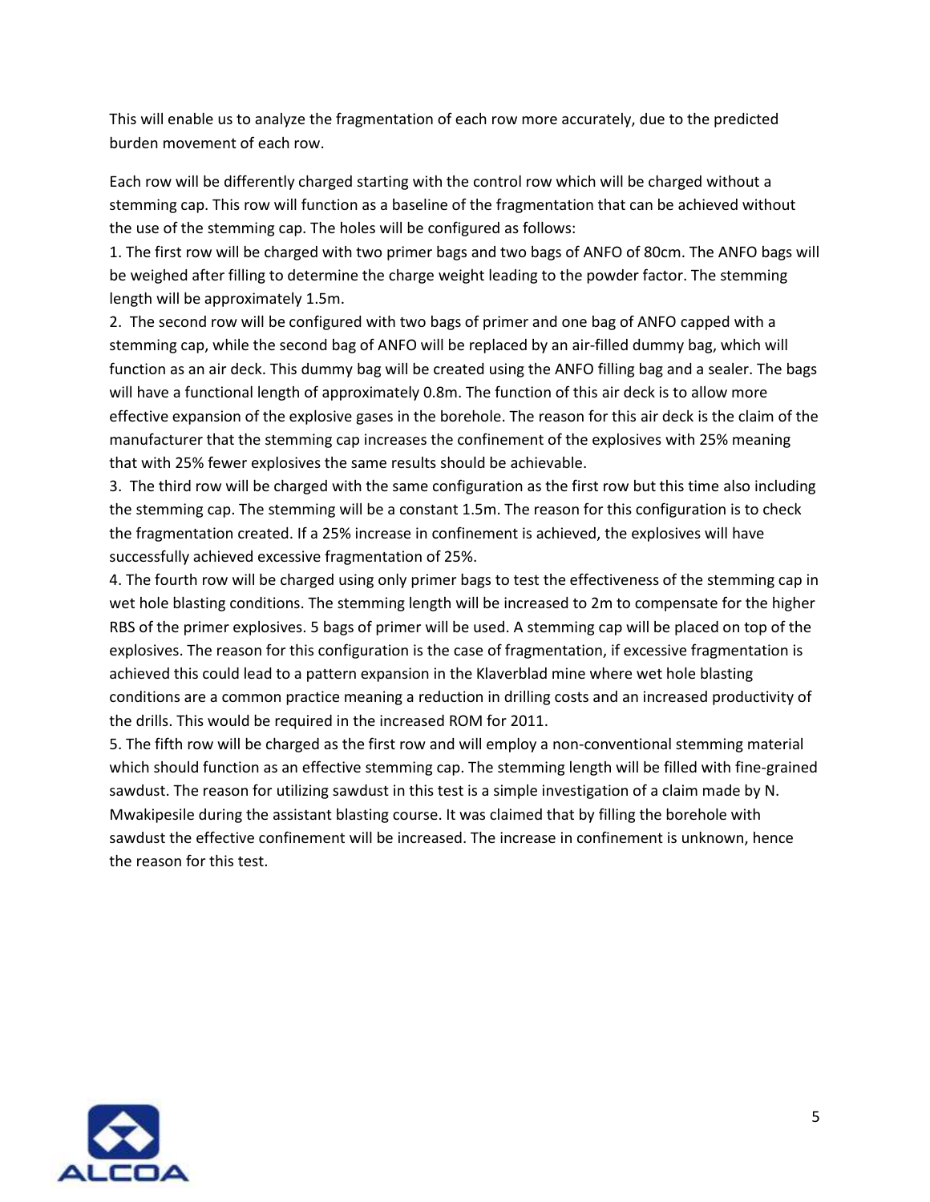This will enable us to analyze the fragmentation of each row more accurately, due to the predicted burden movement of each row.

Each row will be differently charged starting with the control row which will be charged without a stemming cap. This row will function as a baseline of the fragmentation that can be achieved without the use of the stemming cap. The holes will be configured as follows:

1. The first row will be charged with two primer bags and two bags of ANFO of 80cm. The ANFO bags will be weighed after filling to determine the charge weight leading to the powder factor. The stemming length will be approximately 1.5m.
2. The second row will be configured with two bags of primer and one bag of ANFO capped with a stemming cap, while the second bag of ANFO will be replaced by an air-filled dummy bag, which will function as an air deck. This dummy bag will be created using the ANFO filling bag and a sealer. The bags will have a functional length of approximately 0.8m. The function of this air deck is to allow more effective expansion of the explosive gases in the borehole. The reason for this air deck is the claim of the manufacturer that the stemming cap increases the confinement of the explosives with 25% meaning that with 25% fewer explosives the same results should be achievable.
3. The third row will be charged with the same configuration as the first row but this time also including the stemming cap. The stemming will be a constant 1.5m. The reason for this configuration is to check the fragmentation created. If a 25% increase in confinement is achieved, the explosives will have successfully achieved excessive fragmentation of 25%.
4. The fourth row will be charged using only primer bags to test the effectiveness of the stemming cap in wet hole blasting conditions. The stemming length will be increased to 2m to compensate for the higher RBS of the primer explosives. 5 bags of primer will be used. A stemming cap will be placed on top of the explosives. The reason for this configuration is the case of fragmentation, if excessive fragmentation is achieved this could lead to a pattern expansion in the Klaverblad mine where wet hole blasting conditions are a common practice meaning a reduction in drilling costs and an increased productivity of the drills. This would be required in the increased ROM for 2011.
5. The fifth row will be charged as the first row and will employ a non-conventional stemming material which should function as an effective stemming cap. The stemming length will be filled with fine-grained sawdust. The reason for utilizing sawdust in this test is a simple investigation of a claim made by N. Mwakipesile during the assistant blasting course. It was claimed that by filling the borehole with sawdust the effective confinement will be increased. The increase in confinement is unknown, hence the reason for this test.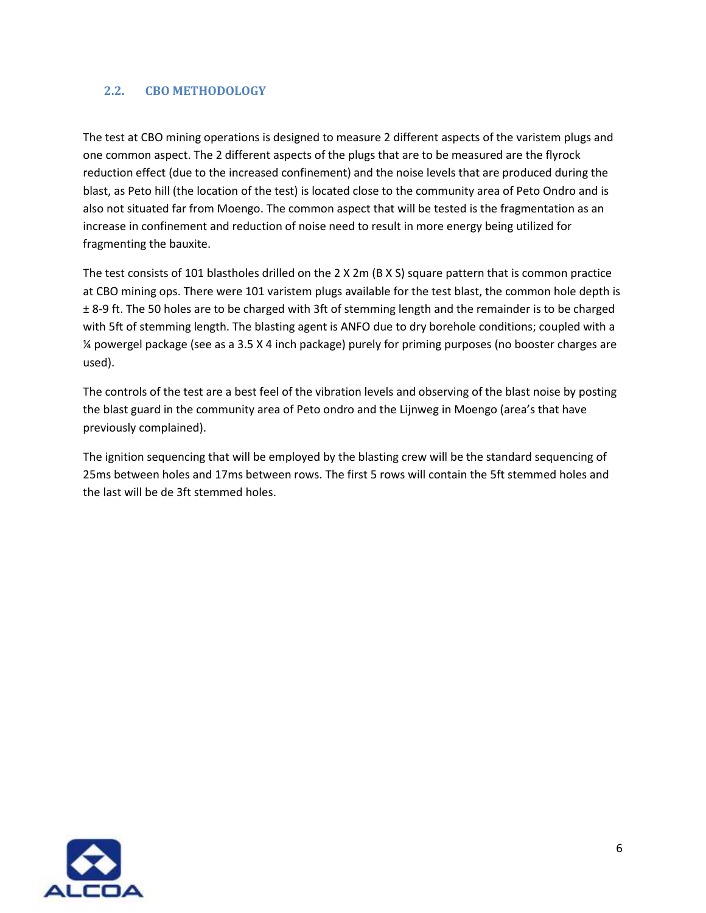## 2.2. CBO METHODOLOGY

The test at CBO mining operations is designed to measure 2 different aspects of the varistem plugs and one common aspect. The 2 different aspects of the plugs that are to be measured are the flyrock reduction effect (due to the increased confinement) and the noise levels that are produced during the blast, as Peto hill (the location of the test) is located close to the community area of Peto Ondro and is also not situated far from Moengo. The common aspect that will be tested is the fragmentation as an increase in confinement and reduction of noise need to result in more energy being utilized for fragmenting the bauxite.

The test consists of 101 blastholes drilled on the 2 X 2m (B X S) square pattern that is common practice at CBO mining ops. There were 101 varistem plugs available for the test blast, the common hole depth is ± 8-9 ft. The 50 holes are to be charged with 3ft of stemming length and the remainder is to be charged with 5ft of stemming length. The blasting agent is ANFO due to dry borehole conditions; coupled with a ¼ powergel package (see as a 3.5 X 4 inch package) purely for priming purposes (no booster charges are used).

The controls of the test are a best feel of the vibration levels and observing of the blast noise by posting the blast guard in the community area of Peto ondro and the Lijnweg in Moengo (area's that have previously complained).

The ignition sequencing that will be employed by the blasting crew will be the standard sequencing of 25ms between holes and 17ms between rows. The first 5 rows will contain the 5ft stemmed holes and the last will be de 3ft stemmed holes.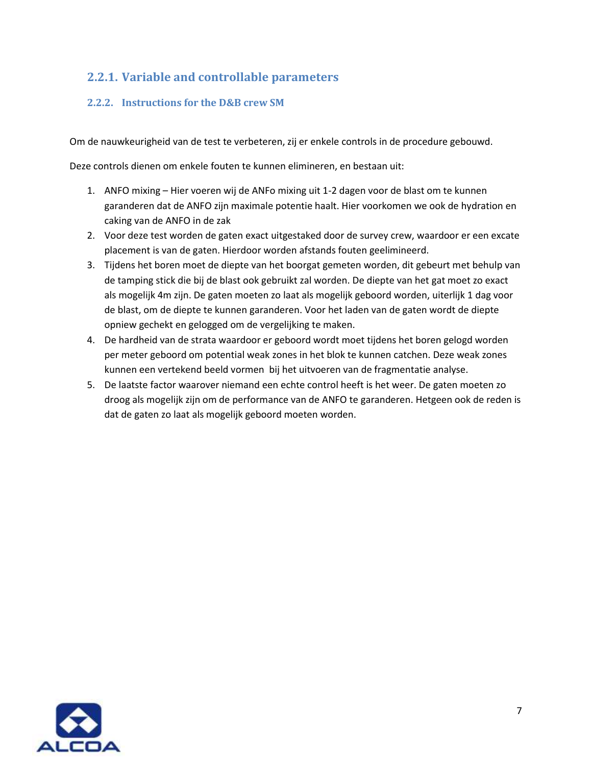### 2.2.1. Variable and controllable parameters

#### 2.2.2. Instructions for the D&B crew SM

Om de nauwkeurigheid van de test te verbeteren, zij er enkele controls in de procedure gebouwd.

Deze controls dienen om enkele fouten te kunnen elimineren, en bestaan uit:

1. ANFO mixing – Hier voeren wij de ANFo mixing uit 1-2 dagen voor de blast om te kunnen garanderen dat de ANFO zijn maximale potentie haalt. Hier voorkomen we ook de hydration en caking van de ANFO in de zak
2. Voor deze test worden de gaten exact uitgestaked door de survey crew, waardoor er een excate placement is van de gaten. Hierdoor worden afstands fouten geelimineerd.
3. Tijdens het boren moet de diepte van het boorgat gemeten worden, dit gebeurt met behulp van de tamping stick die bij de blast ook gebruikt zal worden. De diepte van het gat moet zo exact als mogelijk 4m zijn. De gaten moeten zo laat als mogelijk geboord worden, uiterlijk 1 dag voor de blast, om de diepte te kunnen garanderen. Voor het laden van de gaten wordt de diepte opniew gechekt en gelogged om de vergelijking te maken.
4. De hardheid van de strata waardoor er geboord wordt moet tijdens het boren gelogd worden per meter geboord om potential weak zones in het blok te kunnen catchen. Deze weak zones kunnen een vertekend beeld vormen bij het uitvoeren van de fragmentatie analyse.
5. De laatste factor waarover niemand een echte control heeft is het weer. De gaten moeten zo droog als mogelijk zijn om de performance van de ANFO te garanderen. Hetgeen ook de reden is dat de gaten zo laat als mogelijk geboord moeten worden.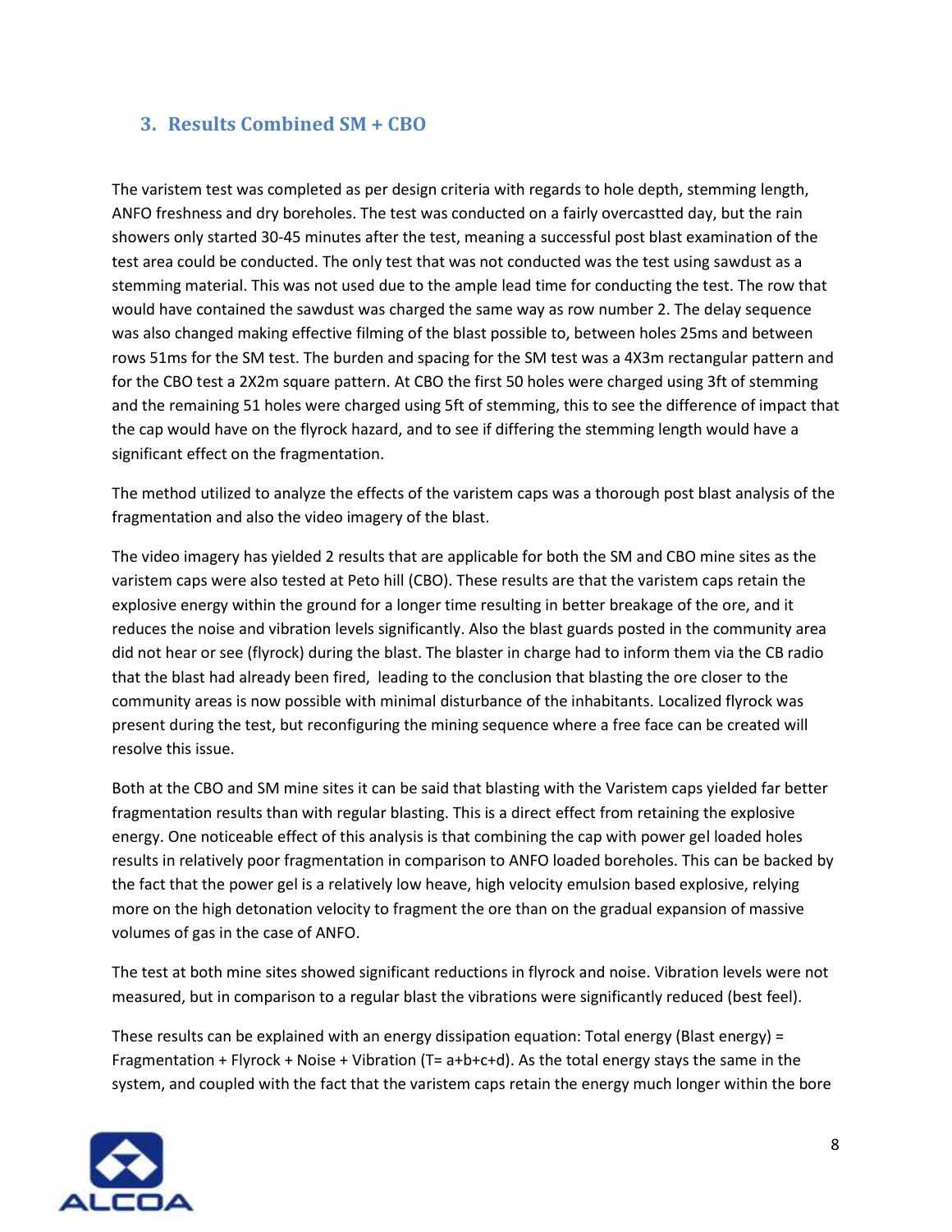## 3. Results Combined SM + CBO

The varistem test was completed as per design criteria with regards to hole depth, stemming length, ANFO freshness and dry boreholes. The test was conducted on a fairly overcastted day, but the rain showers only started 30-45 minutes after the test, meaning a successful post blast examination of the test area could be conducted. The only test that was not conducted was the test using sawdust as a stemming material. This was not used due to the ample lead time for conducting the test. The row that would have contained the sawdust was charged the same way as row number 2. The delay sequence was also changed making effective filming of the blast possible to, between holes 25ms and between rows 51ms for the SM test. The burden and spacing for the SM test was a 4X3m rectangular pattern and for the CBO test a 2X2m square pattern. At CBO the first 50 holes were charged using 3ft of stemming and the remaining 51 holes were charged using 5ft of stemming, this to see the difference of impact that the cap would have on the flyrock hazard, and to see if differing the stemming length would have a significant effect on the fragmentation.

The method utilized to analyze the effects of the varistem caps was a thorough post blast analysis of the fragmentation and also the video imagery of the blast.

The video imagery has yielded 2 results that are applicable for both the SM and CBO mine sites as the varistem caps were also tested at Peto hill (CBO). These results are that the varistem caps retain the explosive energy within the ground for a longer time resulting in better breakage of the ore, and it reduces the noise and vibration levels significantly. Also the blast guards posted in the community area did not hear or see (flyrock) during the blast. The blaster in charge had to inform them via the CB radio that the blast had already been fired, leading to the conclusion that blasting the ore closer to the community areas is now possible with minimal disturbance of the inhabitants. Localized flyrock was present during the test, but reconfiguring the mining sequence where a free face can be created will resolve this issue.

Both at the CBO and SM mine sites it can be said that blasting with the Varistem caps yielded far better fragmentation results than with regular blasting. This is a direct effect from retaining the explosive energy. One noticeable effect of this analysis is that combining the cap with power gel loaded holes results in relatively poor fragmentation in comparison to ANFO loaded boreholes. This can be backed by the fact that the power gel is a relatively low heave, high velocity emulsion based explosive, relying more on the high detonation velocity to fragment the ore than on the gradual expansion of massive volumes of gas in the case of ANFO.

The test at both mine sites showed significant reductions in flyrock and noise. Vibration levels were not measured, but in comparison to a regular blast the vibrations were significantly reduced (best feel).

These results can be explained with an energy dissipation equation: Total energy (Blast energy) = Fragmentation + Flyrock + Noise + Vibration ($T = a+b+c+d$). As the total energy stays the same in the system, and coupled with the fact that the varistem caps retain the energy much longer within the bore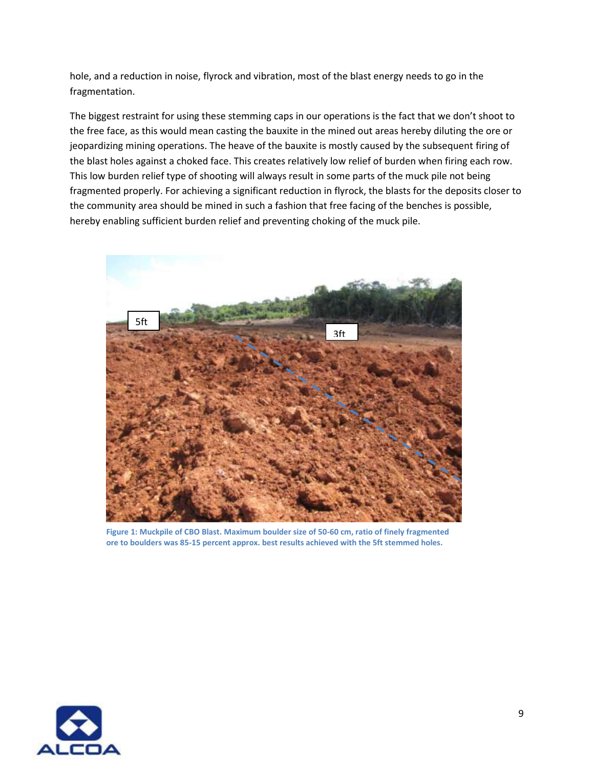hole, and a reduction in noise, flyrock and vibration, most of the blast energy needs to go in the fragmentation.

The biggest restraint for using these stemming caps in our operations is the fact that we don't shoot to the free face, as this would mean casting the bauxite in the mined out areas hereby diluting the ore or jeopardizing mining operations. The heave of the bauxite is mostly caused by the subsequent firing of the blast holes against a choked face. This creates relatively low relief of burden when firing each row. This low burden relief type of shooting will always result in some parts of the muck pile not being fragmented properly. For achieving a significant reduction in flyrock, the blasts for the deposits closer to the community area should be mined in such a fashion that free facing of the benches is possible, hereby enabling sufficient burden relief and preventing choking of the muck pile.

**Figure 1: Muckpile of CBO Blast. Maximum boulder size of 50-60 cm, ratio of finely fragmented ore to boulders was 85-15 percent approx. best results achieved with the 5ft stemmed holes.**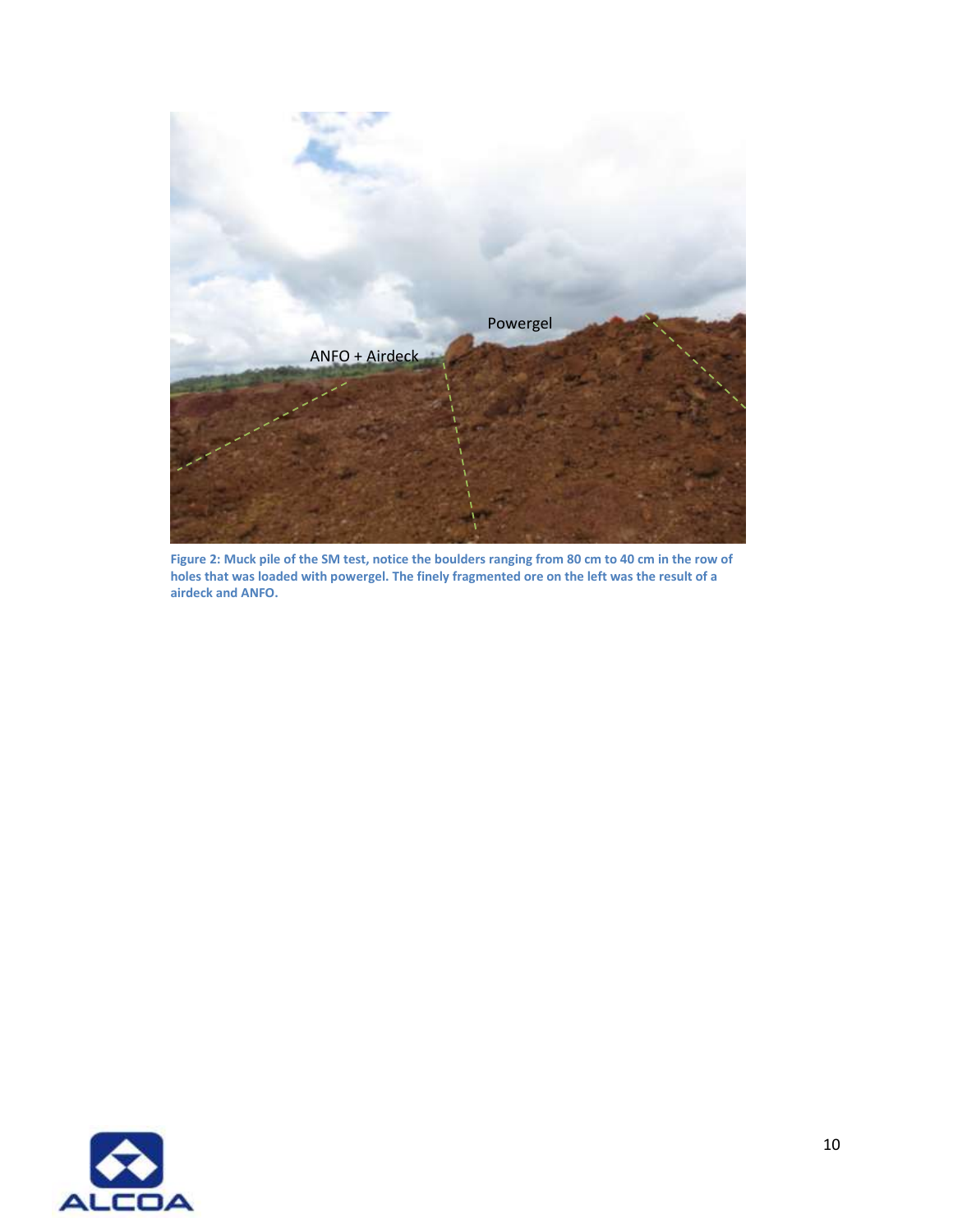**Figure 2: Muck pile of the SM test, notice the boulders ranging from 80 cm to 40 cm in the row of holes that was loaded with powergel. The finely fragmented ore on the left was the result of a airdeck and ANFO.**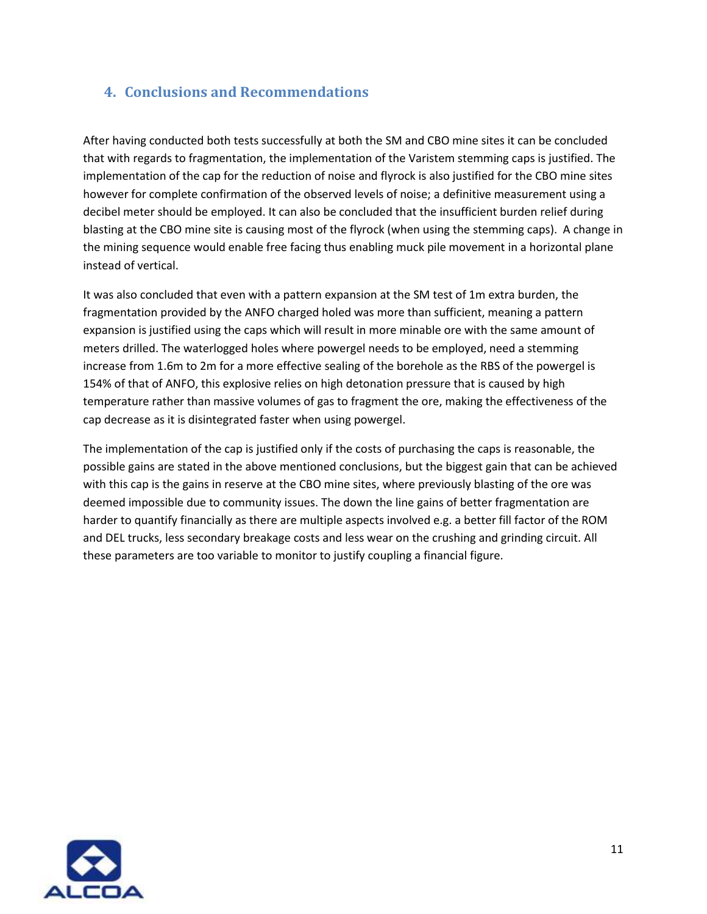## 4. Conclusions and Recommendations

After having conducted both tests successfully at both the SM and CBO mine sites it can be concluded that with regards to fragmentation, the implementation of the Varistem stemming caps is justified. The implementation of the cap for the reduction of noise and flyrock is also justified for the CBO mine sites however for complete confirmation of the observed levels of noise; a definitive measurement using a decibel meter should be employed. It can also be concluded that the insufficient burden relief during blasting at the CBO mine site is causing most of the flyrock (when using the stemming caps). A change in the mining sequence would enable free facing thus enabling muck pile movement in a horizontal plane instead of vertical.

It was also concluded that even with a pattern expansion at the SM test of 1m extra burden, the fragmentation provided by the ANFO charged holed was more than sufficient, meaning a pattern expansion is justified using the caps which will result in more minable ore with the same amount of meters drilled. The waterlogged holes where powergel needs to be employed, need a stemming increase from 1.6m to 2m for a more effective sealing of the borehole as the RBS of the powergel is 154% of that of ANFO, this explosive relies on high detonation pressure that is caused by high temperature rather than massive volumes of gas to fragment the ore, making the effectiveness of the cap decrease as it is disintegrated faster when using powergel.

The implementation of the cap is justified only if the costs of purchasing the caps is reasonable, the possible gains are stated in the above mentioned conclusions, but the biggest gain that can be achieved with this cap is the gains in reserve at the CBO mine sites, where previously blasting of the ore was deemed impossible due to community issues. The down the line gains of better fragmentation are harder to quantify financially as there are multiple aspects involved e.g. a better fill factor of the ROM and DEL trucks, less secondary breakage costs and less wear on the crushing and grinding circuit. All these parameters are too variable to monitor to justify coupling a financial figure.